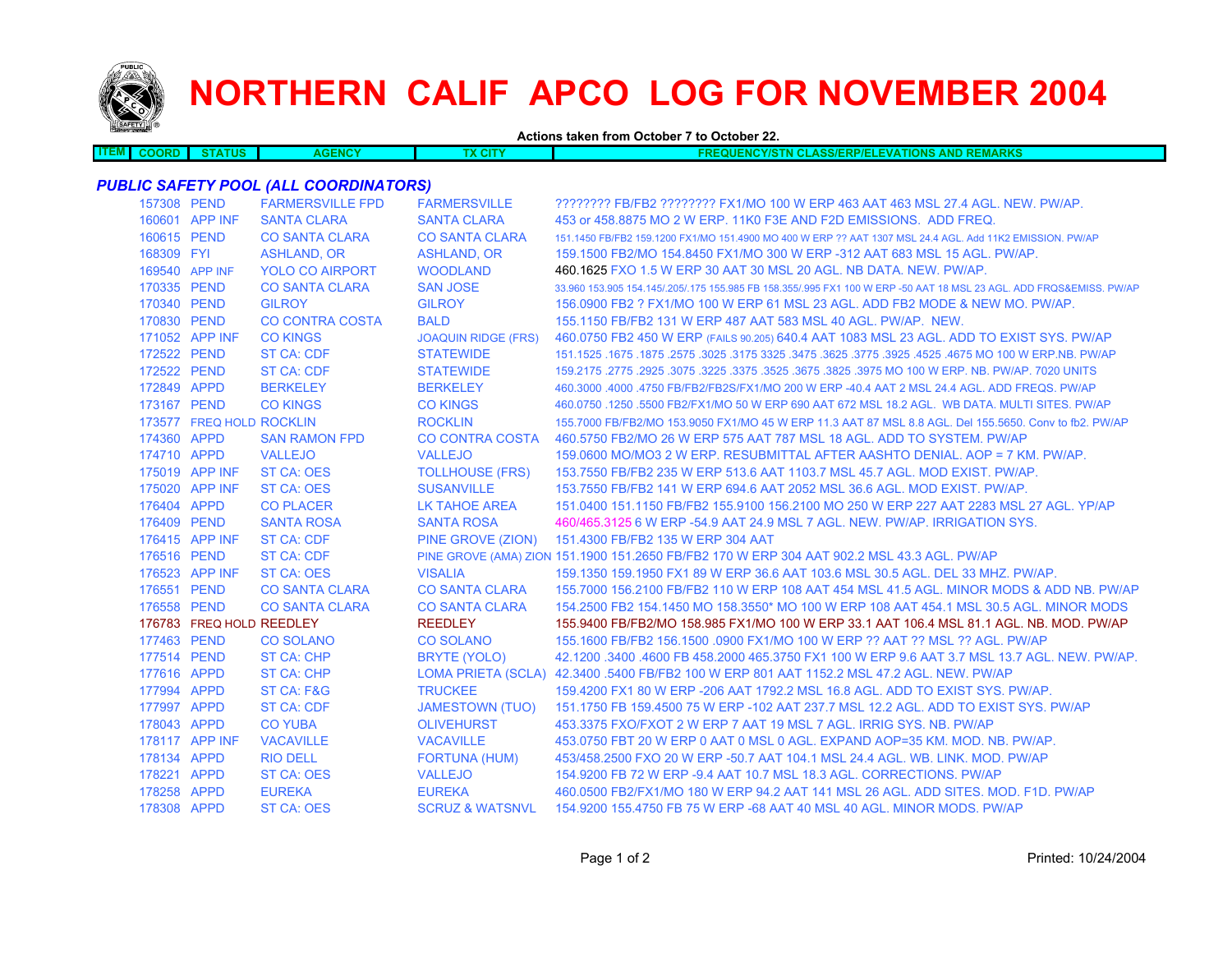# NORTHERN CALIF APCO LOG FOR NOVEMBER 2004

**Actions taken from October 7 to October 22.**

| ITEM | COORD | STATUS | AGENCY | TX CITY | FREQUENCY/STN CLASS/ERP/ELEVATIONS AND REMARKS |
|---|---|---|---|---|---|

### *PUBLIC SAFETY POOL (ALL COORDINATORS)*

| ITEM | COORD | STATUS | AGENCY | TX CITY | FREQUENCY/STN CLASS/ERP/ELEVATIONS AND REMARKS |
|---|---|---|---|---|---|
| | 157308 | PEND | FARMERSVILLE FPD | FARMERSVILLE | ???????? FB/FB2 ???????? FX1/MO 100 W ERP 463 AAT 463 MSL 27.4 AGL. NEW. PW/AP. |
| | 160601 | APP INF | SANTA CLARA | SANTA CLARA | 453 or 458.8875 MO 2 W ERP. 11K0 F3E AND F2D EMISSIONS. ADD FREQ. |
| | 160615 | PEND | CO SANTA CLARA | CO SANTA CLARA | 151.1450 FB/FB2 159.1200 FX1/MO 151.4900 MO 400 W ERP ?? AAT 1307 MSL 24.4 AGL. Add 11K2 EMISSION. PW/AP |
| | 168309 | FYI | ASHLAND, OR | ASHLAND, OR | 159.1500 FB2/MO 154.8450 FX1/MO 300 W ERP -312 AAT 683 MSL 15 AGL. PW/AP. |
| | 169540 | APP INF | YOLO CO AIRPORT | WOODLAND | 460.1625 FXO 1.5 W ERP 30 AAT 30 MSL 20 AGL. NB DATA. NEW. PW/AP. |
| | 170335 | PEND | CO SANTA CLARA | SAN JOSE | 33.960 153.905 154.145/.205/.175 155.985 FB 158.355/.995 FX1 100 W ERP -50 AAT 18 MSL 23 AGL. ADD FRQS&EMISS. PW/AP |
| | 170340 | PEND | GILROY | GILROY | 156.0900 FB2 ? FX1/MO 100 W ERP 61 MSL 23 AGL. ADD FB2 MODE & NEW MO. PW/AP. |
| | 170830 | PEND | CO CONTRA COSTA | BALD | 155.1150 FB/FB2 131 W ERP 487 AAT 583 MSL 40 AGL. PW/AP. NEW. |
| | 171052 | APP INF | CO KINGS | JOAQUIN RIDGE (FRS) | 460.0750 FB2 450 W ERP (FAILS 90.205) 640.4 AAT 1083 MSL 23 AGL. ADD TO EXIST SYS. PW/AP |
| | 172522 | PEND | ST CA: CDF | STATEWIDE | 151.1525 .1675 .1875 .2575 .3025 .3175 3325 .3475 .3625 .3775 .3925 .4525 .4675 MO 100 W ERP.NB. PW/AP |
| | 172522 | PEND | ST CA: CDF | STATEWIDE | 159.2175 .2775 .2925 .3075 .3225 .3375 .3525 .3675 .3825 .3975 MO 100 W ERP. NB. PW/AP. 7020 UNITS |
| | 172849 | APPD | BERKELEY | BERKELEY | 460.3000 .4000 .4750 FB/FB2/FB2S/FX1/MO 200 W ERP -40.4 AAT 2 MSL 24.4 AGL. ADD FREQS. PW/AP |
| | 173167 | PEND | CO KINGS | CO KINGS | 460.0750 .1250 .5500 FB2/FX1/MO 50 W ERP 690 AAT 672 MSL 18.2 AGL. WB DATA. MULTI SITES. PW/AP |
| | 173577 | FREQ HOLD | ROCKLIN | ROCKLIN | 155.7000 FB/FB2/MO 153.9050 FX1/MO 45 W ERP 11.3 AAT 87 MSL 8.8 AGL. Del 155.5650. Conv to fb2. PW/AP |
| | 174360 | APPD | SAN RAMON FPD | CO CONTRA COSTA | 460.5750 FB2/MO 26 W ERP 575 AAT 787 MSL 18 AGL. ADD TO SYSTEM. PW/AP |
| | 174710 | APPD | VALLEJO | VALLEJO | 159.0600 MO/MO3 2 W ERP. RESUBMITTAL AFTER AASHTO DENIAL. AOP = 7 KM. PW/AP. |
| | 175019 | APP INF | ST CA: OES | TOLLHOUSE (FRS) | 153.7550 FB/FB2 235 W ERP 513.6 AAT 1103.7 MSL 45.7 AGL. MOD EXIST. PW/AP. |
| | 175020 | APP INF | ST CA: OES | SUSANVILLE | 153.7550 FB/FB2 141 W ERP 694.6 AAT 2052 MSL 36.6 AGL. MOD EXIST. PW/AP. |
| | 176404 | APPD | CO PLACER | LK TAHOE AREA | 151.0400 151.1150 FB/FB2 155.9100 156.2100 MO 250 W ERP 227 AAT 2283 MSL 27 AGL. YP/AP |
| | 176409 | PEND | SANTA ROSA | SANTA ROSA | 460/465.3125 6 W ERP -54.9 AAT 24.9 MSL 7 AGL. NEW. PW/AP. IRRIGATION SYS. |
| | 176415 | APP INF | ST CA: CDF | PINE GROVE (ZION) | 151.4300 FB/FB2 135 W ERP 304 AAT |
| | 176516 | PEND | ST CA: CDF | PINE GROVE (AMA) ZION | 151.1900 151.2650 FB/FB2 170 W ERP 304 AAT 902.2 MSL 43.3 AGL. PW/AP |
| | 176523 | APP INF | ST CA: OES | VISALIA | 159.1350 159.1950 FX1 89 W ERP 36.6 AAT 103.6 MSL 30.5 AGL. DEL 33 MHZ. PW/AP. |
| | 176551 | PEND | CO SANTA CLARA | CO SANTA CLARA | 155.7000 156.2100 FB/FB2 110 W ERP 108 AAT 454 MSL 41.5 AGL. MINOR MODS & ADD NB. PW/AP |
| | 176558 | PEND | CO SANTA CLARA | CO SANTA CLARA | 154.2500 FB2 154.1450 MO 158.3550* MO 100 W ERP 108 AAT 454.1 MSL 30.5 AGL. MINOR MODS |
| | 176783 | FREQ HOLD | REEDLEY | REEDLEY | 155.9400 FB/FB2/MO 158.985 FX1/MO 100 W ERP 33.1 AAT 106.4 MSL 81.1 AGL. NB. MOD. PW/AP |
| | 177463 | PEND | CO SOLANO | CO SOLANO | 155.1600 FB/FB2 156.1500 .0900 FX1/MO 100 W ERP ?? AAT ?? MSL ?? AGL. PW/AP |
| | 177514 | PEND | ST CA: CHP | BRYTE (YOLO) | 42.1200 .3400 .4600 FB 458.2000 465.3750 FX1 100 W ERP 9.6 AAT 3.7 MSL 13.7 AGL. NEW. PW/AP. |
| | 177616 | APPD | ST CA: CHP | LOMA PRIETA (SCLA) | 42.3400 .5400 FB/FB2 100 W ERP 801 AAT 1152.2 MSL 47.2 AGL. NEW. PW/AP |
| | 177994 | APPD | ST CA: F&G | TRUCKEE | 159.4200 FX1 80 W ERP -206 AAT 1792.2 MSL 16.8 AGL. ADD TO EXIST SYS. PW/AP. |
| | 177997 | APPD | ST CA: CDF | JAMESTOWN (TUO) | 151.1750 FB 159.4500 75 W ERP -102 AAT 237.7 MSL 12.2 AGL. ADD TO EXIST SYS. PW/AP |
| | 178043 | APPD | CO YUBA | OLIVEHURST | 453.3375 FXO/FXOT 2 W ERP 7 AAT 19 MSL 7 AGL. IRRIG SYS. NB. PW/AP |
| | 178117 | APP INF | VACAVILLE | VACAVILLE | 453.0750 FBT 20 W ERP 0 AAT 0 MSL 0 AGL. EXPAND AOP=35 KM. MOD. NB. PW/AP. |
| | 178134 | APPD | RIO DELL | FORTUNA (HUM) | 453/458.2500 FXO 20 W ERP -50.7 AAT 104.1 MSL 24.4 AGL. WB. LINK. MOD. PW/AP |
| | 178221 | APPD | ST CA: OES | VALLEJO | 154.9200 FB 72 W ERP -9.4 AAT 10.7 MSL 18.3 AGL. CORRECTIONS. PW/AP |
| | 178258 | APPD | EUREKA | EUREKA | 460.0500 FB2/FX1/MO 180 W ERP 94.2 AAT 141 MSL 26 AGL. ADD SITES. MOD. F1D. PW/AP |
| | 178308 | APPD | ST CA: OES | SCRUZ & WATSNVL | 154.9200 155.4750 FB 75 W ERP -68 AAT 40 MSL 40 AGL. MINOR MODS. PW/AP |

Printed: 10/24/2004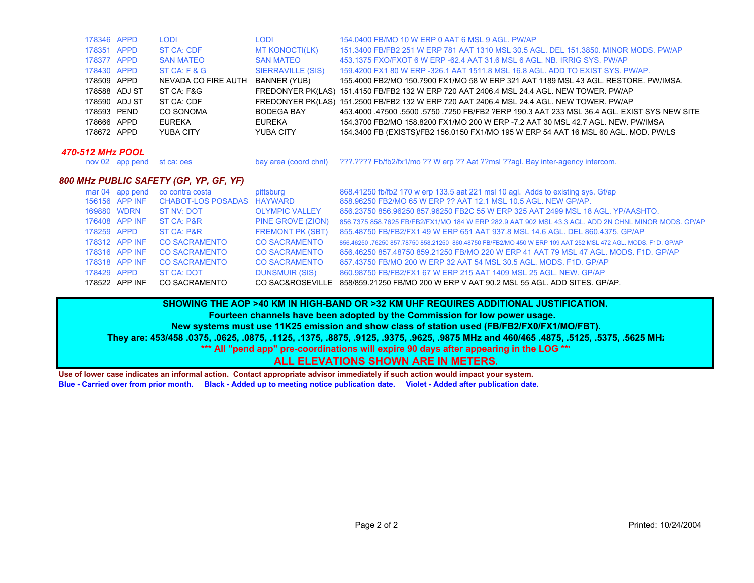| | | | | |
|---|---|---|---|---|
| 178346 | APPD | LODI | LODI | 154.0400 FB/MO 10 W ERP 0 AAT 6 MSL 9 AGL. PW/AP |
| 178351 | APPD | ST CA: CDF | MT KONOCTI(LK) | 151.3400 FB/FB2 251 W ERP 781 AAT 1310 MSL 30.5 AGL. DEL 151.3850. MINOR MODS. PW/AP |
| 178377 | APPD | SAN MATEO | SAN MATEO | 453.1375 FXO/FXOT 6 W ERP -62.4 AAT 31.6 MSL 6 AGL. NB. IRRIG SYS. PW/AP |
| 178430 | APPD | ST CA: F & G | SIERRAVILLE (SIS) | 159.4200 FX1 80 W ERP -326.1 AAT 1511.8 MSL 16.8 AGL. ADD TO EXIST SYS. PW/AP. |
| 178509 | APPD | NEVADA CO FIRE AUTH | BANNER (YUB) | 155.4000 FB2/MO 150.7900 FX1/MO 58 W ERP 321 AAT 1189 MSL 43 AGL. RESTORE. PW/IMSA. |
| 178588 | ADJ ST | ST CA: F&G | FREDONYER PK(LAS) | 151.4150 FB/FB2 132 W ERP 720 AAT 2406.4 MSL 24.4 AGL. NEW TOWER. PW/AP |
| 178590 | ADJ ST | ST CA: CDF | FREDONYER PK(LAS) | 151.2500 FB/FB2 132 W ERP 720 AAT 2406.4 MSL 24.4 AGL. NEW TOWER. PW/AP |
| 178593 | PEND | CO SONOMA | BODEGA BAY | 453.4000 .47500 .5500 .5750 .7250 FB/FB2 ?ERP 190.3 AAT 233 MSL 36.4 AGL. EXIST SYS NEW SITE |
| 178666 | APPD | EUREKA | EUREKA | 154.3700 FB2/MO 158.8200 FX1/MO 200 W ERP -7.2 AAT 30 MSL 42.7 AGL. NEW. PW/IMSA |
| 178672 | APPD | YUBA CITY | YUBA CITY | 154.3400 FB (EXISTS)/FB2 156.0150 FX1/MO 195 W ERP 54 AAT 16 MSL 60 AGL. MOD. PW/LS |

### *470-512 MHz POOL*

| | | | | |
|---|---|---|---|---|
| nov 02 | app pend | st ca: oes | bay area (coord chnl) | ???.???? Fb/fb2/fx1/mo ?? W erp ?? Aat ??msl ??agl. Bay inter-agency intercom. |

### *800 MHz PUBLIC SAFETY (GP, YP, GF, YF)*

| | | | | |
|---|---|---|---|---|
| mar 04 | app pend | co contra costa | pittsburg | 868.41250 fb/fb2 170 w erp 133.5 aat 221 msl 10 agl. Adds to existing sys. Gf/ap |
| 156156 | APP INF | CHABOT-LOS POSADAS | HAYWARD | 858.96250 FB2/MO 65 W ERP ?? AAT 12.1 MSL 10.5 AGL. NEW GP/AP. |
| 169880 | WDRN | ST NV: DOT | OLYMPIC VALLEY | 856.23750 856.96250 857.96250 FB2C 55 W ERP 325 AAT 2499 MSL 18 AGL. YP/AASHTO. |
| 176408 | APP INF | ST CA: P&R | PINE GROVE (ZION) | 856.7375 858.7625 FB/FB2/FX1/MO 184 W ERP 282.9 AAT 902 MSL 43.3 AGL. ADD 2N CHNL MINOR MODS. GP/AP |
| 178259 | APPD | ST CA: P&R | FREMONT PK (SBT) | 855.48750 FB/FB2/FX1 49 W ERP 651 AAT 937.8 MSL 14.6 AGL. DEL 860.4375. GP/AP |
| 178312 | APP INF | CO SACRAMENTO | CO SACRAMENTO | 856.46250 .76250 857.78750 858.21250 860.48750 FB/FB2/MO 450 W ERP 109 AAT 252 MSL 472 AGL. MODS. F1D. GP/AP |
| 178316 | APP INF | CO SACRAMENTO | CO SACRAMENTO | 856.46250 857.48750 859.21250 FB/MO 220 W ERP 41 AAT 79 MSL 47 AGL. MODS. F1D. GP/AP |
| 178318 | APP INF | CO SACRAMENTO | CO SACRAMENTO | 857.43750 FB/MO 200 W ERP 32 AAT 54 MSL 30.5 AGL. MODS. F1D. GP/AP |
| 178429 | APPD | ST CA: DOT | DUNSMUIR (SIS) | 860.98750 FB/FB2/FX1 67 W ERP 215 AAT 1409 MSL 25 AGL. NEW. GP/AP |
| 178522 | APP INF | CO SACRAMENTO | CO SAC&ROSEVILLE | 858/859.21250 FB/MO 200 W ERP V AAT 90.2 MSL 55 AGL. ADD SITES. GP/AP. |

**SHOWING THE AOP >40 KM IN HIGH-BAND OR >32 KM UHF REQUIRES ADDITIONAL JUSTIFICATION.**
**Fourteen channels have been adopted by the Commission for low power usage.**
**New systems must use 11K25 emission and show class of station used (FB/FB2/FX0/FX1/MO/FBT).**
**They are: 453/458 .0375, .0625, .0875, .1125, .1375, .8875, .9125, .9375, .9625, .9875 MHz and 460/465 .4875, .5125, .5375, .5625 MHz**
**\*\*\* All "pend app" pre-coordinations will expire 90 days after appearing in the LOG \*\*\***
**ALL ELEVATIONS SHOWN ARE IN METERS.**

**Use of lower case indicates an informal action. Contact appropriate advisor immediately if such action would impact your system.**

**Blue - Carried over from prior month. Black - Added up to meeting notice publication date. Violet - Added after publication date.**

Printed: 10/24/2004